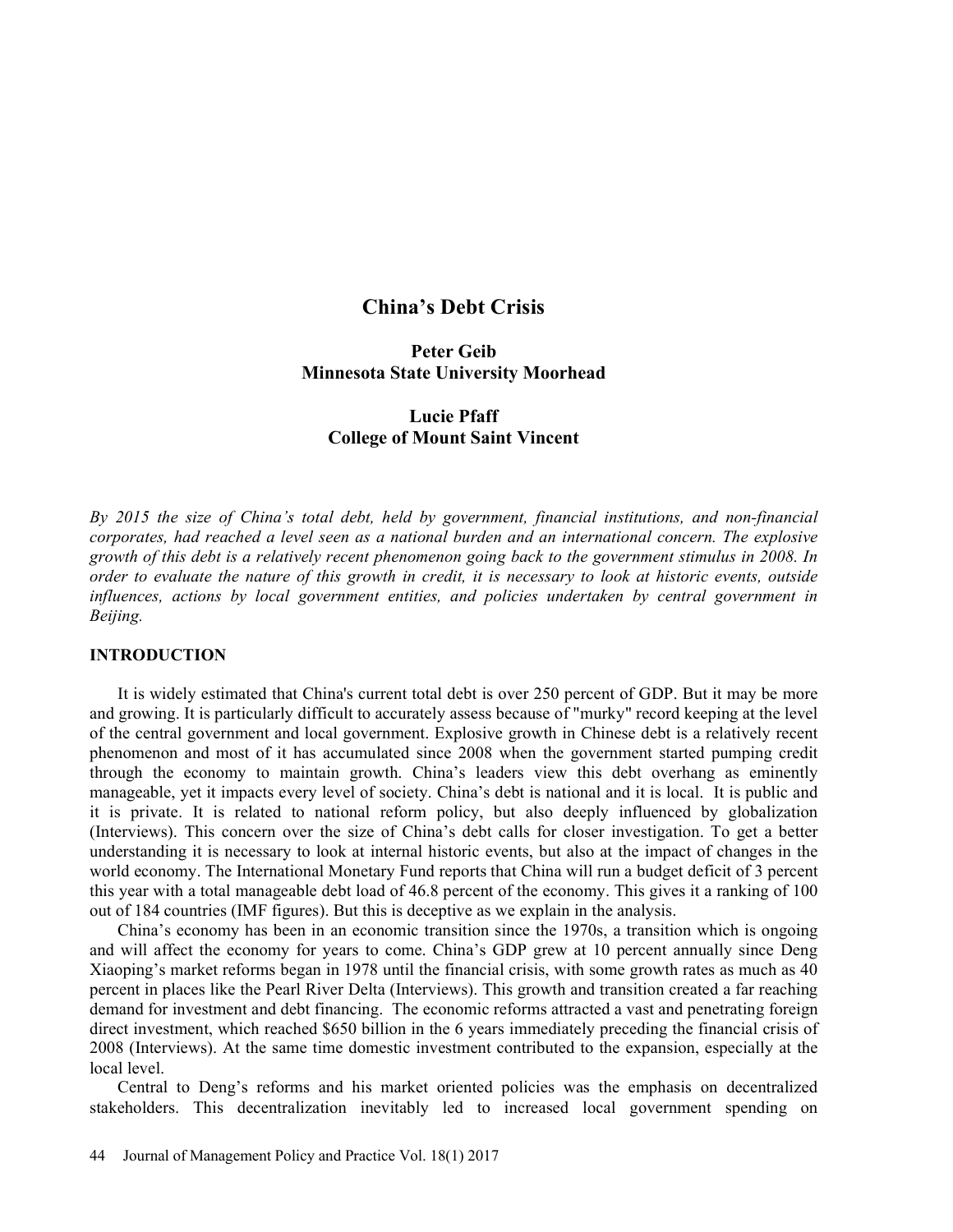# China's Debt Crisis

**Peter Geib**
**Minnesota State University Moorhead**

**Lucie Pfaff**
**College of Mount Saint Vincent**

*By 2015 the size of China's total debt, held by government, financial institutions, and non-financial corporates, had reached a level seen as a national burden and an international concern. The explosive growth of this debt is a relatively recent phenomenon going back to the government stimulus in 2008. In order to evaluate the nature of this growth in credit, it is necessary to look at historic events, outside influences, actions by local government entities, and policies undertaken by central government in Beijing.*

## INTRODUCTION

It is widely estimated that China's current total debt is over 250 percent of GDP. But it may be more and growing. It is particularly difficult to accurately assess because of "murky" record keeping at the level of the central government and local government. Explosive growth in Chinese debt is a relatively recent phenomenon and most of it has accumulated since 2008 when the government started pumping credit through the economy to maintain growth. China's leaders view this debt overhang as eminently manageable, yet it impacts every level of society. China's debt is national and it is local. It is public and it is private. It is related to national reform policy, but also deeply influenced by globalization (Interviews). This concern over the size of China's debt calls for closer investigation. To get a better understanding it is necessary to look at internal historic events, but also at the impact of changes in the world economy. The International Monetary Fund reports that China will run a budget deficit of 3 percent this year with a total manageable debt load of 46.8 percent of the economy. This gives it a ranking of 100 out of 184 countries (IMF figures). But this is deceptive as we explain in the analysis.

China's economy has been in an economic transition since the 1970s, a transition which is ongoing and will affect the economy for years to come. China's GDP grew at 10 percent annually since Deng Xiaoping's market reforms began in 1978 until the financial crisis, with some growth rates as much as 40 percent in places like the Pearl River Delta (Interviews). This growth and transition created a far reaching demand for investment and debt financing. The economic reforms attracted a vast and penetrating foreign direct investment, which reached $650 billion in the 6 years immediately preceding the financial crisis of 2008 (Interviews). At the same time domestic investment contributed to the expansion, especially at the local level.

Central to Deng's reforms and his market oriented policies was the emphasis on decentralized stakeholders. This decentralization inevitably led to increased local government spending on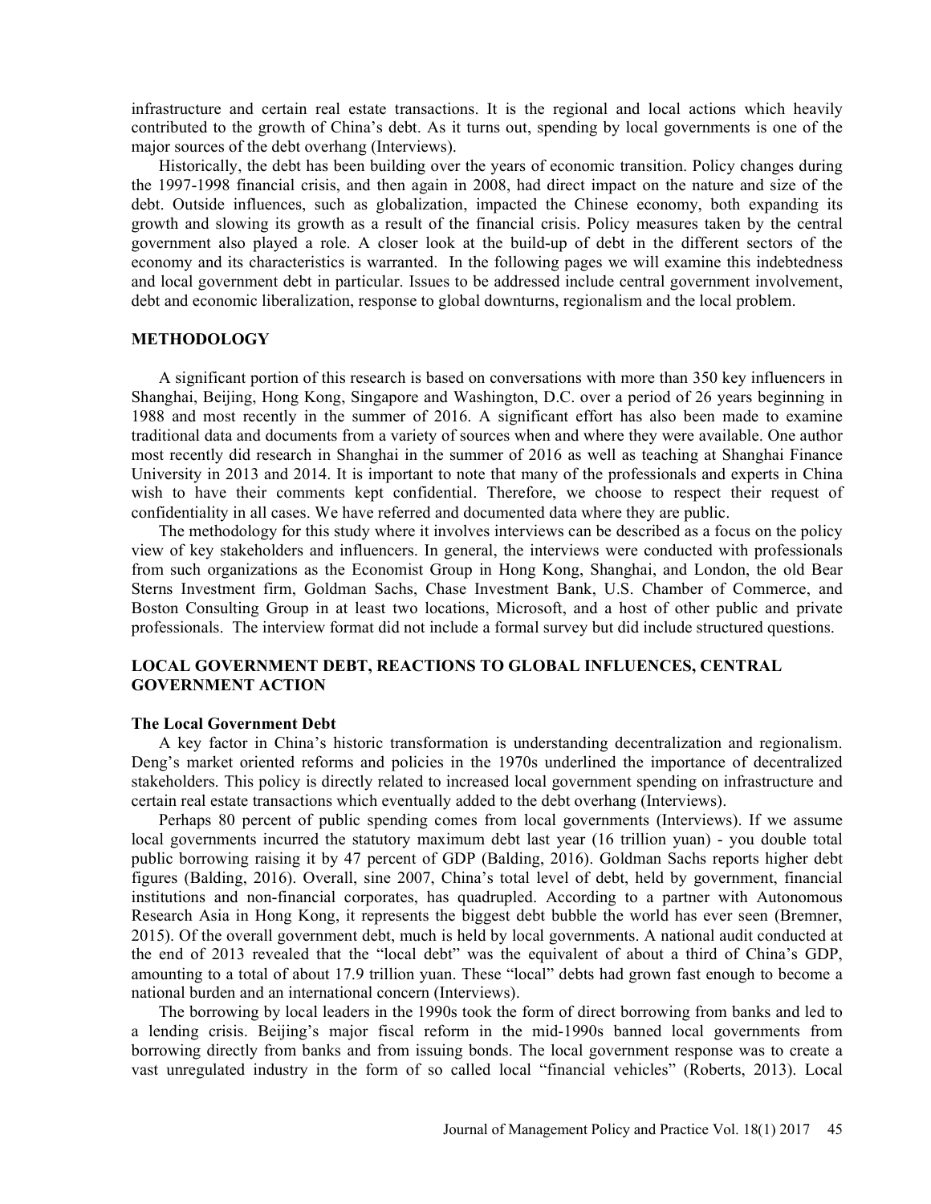infrastructure and certain real estate transactions. It is the regional and local actions which heavily contributed to the growth of China's debt. As it turns out, spending by local governments is one of the major sources of the debt overhang (Interviews).

Historically, the debt has been building over the years of economic transition. Policy changes during the 1997-1998 financial crisis, and then again in 2008, had direct impact on the nature and size of the debt. Outside influences, such as globalization, impacted the Chinese economy, both expanding its growth and slowing its growth as a result of the financial crisis. Policy measures taken by the central government also played a role. A closer look at the build-up of debt in the different sectors of the economy and its characteristics is warranted. In the following pages we will examine this indebtedness and local government debt in particular. Issues to be addressed include central government involvement, debt and economic liberalization, response to global downturns, regionalism and the local problem.

## METHODOLOGY

A significant portion of this research is based on conversations with more than 350 key influencers in Shanghai, Beijing, Hong Kong, Singapore and Washington, D.C. over a period of 26 years beginning in 1988 and most recently in the summer of 2016. A significant effort has also been made to examine traditional data and documents from a variety of sources when and where they were available. One author most recently did research in Shanghai in the summer of 2016 as well as teaching at Shanghai Finance University in 2013 and 2014. It is important to note that many of the professionals and experts in China wish to have their comments kept confidential. Therefore, we choose to respect their request of confidentiality in all cases. We have referred and documented data where they are public.

The methodology for this study where it involves interviews can be described as a focus on the policy view of key stakeholders and influencers. In general, the interviews were conducted with professionals from such organizations as the Economist Group in Hong Kong, Shanghai, and London, the old Bear Sterns Investment firm, Goldman Sachs, Chase Investment Bank, U.S. Chamber of Commerce, and Boston Consulting Group in at least two locations, Microsoft, and a host of other public and private professionals. The interview format did not include a formal survey but did include structured questions.

## LOCAL GOVERNMENT DEBT, REACTIONS TO GLOBAL INFLUENCES, CENTRAL GOVERNMENT ACTION

### The Local Government Debt

A key factor in China's historic transformation is understanding decentralization and regionalism. Deng's market oriented reforms and policies in the 1970s underlined the importance of decentralized stakeholders. This policy is directly related to increased local government spending on infrastructure and certain real estate transactions which eventually added to the debt overhang (Interviews).

Perhaps 80 percent of public spending comes from local governments (Interviews). If we assume local governments incurred the statutory maximum debt last year (16 trillion yuan) - you double total public borrowing raising it by 47 percent of GDP (Balding, 2016). Goldman Sachs reports higher debt figures (Balding, 2016). Overall, sine 2007, China's total level of debt, held by government, financial institutions and non-financial corporates, has quadrupled. According to a partner with Autonomous Research Asia in Hong Kong, it represents the biggest debt bubble the world has ever seen (Bremner, 2015). Of the overall government debt, much is held by local governments. A national audit conducted at the end of 2013 revealed that the "local debt" was the equivalent of about a third of China's GDP, amounting to a total of about 17.9 trillion yuan. These "local" debts had grown fast enough to become a national burden and an international concern (Interviews).

The borrowing by local leaders in the 1990s took the form of direct borrowing from banks and led to a lending crisis. Beijing's major fiscal reform in the mid-1990s banned local governments from borrowing directly from banks and from issuing bonds. The local government response was to create a vast unregulated industry in the form of so called local "financial vehicles" (Roberts, 2013). Local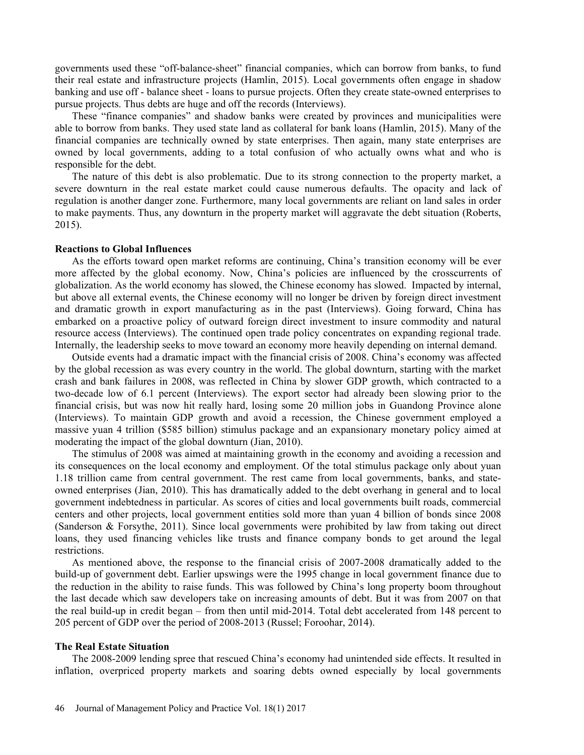governments used these "off-balance-sheet" financial companies, which can borrow from banks, to fund their real estate and infrastructure projects (Hamlin, 2015). Local governments often engage in shadow banking and use off - balance sheet - loans to pursue projects. Often they create state-owned enterprises to pursue projects. Thus debts are huge and off the records (Interviews).

These "finance companies" and shadow banks were created by provinces and municipalities were able to borrow from banks. They used state land as collateral for bank loans (Hamlin, 2015). Many of the financial companies are technically owned by state enterprises. Then again, many state enterprises are owned by local governments, adding to a total confusion of who actually owns what and who is responsible for the debt.

The nature of this debt is also problematic. Due to its strong connection to the property market, a severe downturn in the real estate market could cause numerous defaults. The opacity and lack of regulation is another danger zone. Furthermore, many local governments are reliant on land sales in order to make payments. Thus, any downturn in the property market will aggravate the debt situation (Roberts, 2015).

### Reactions to Global Influences

As the efforts toward open market reforms are continuing, China's transition economy will be ever more affected by the global economy. Now, China's policies are influenced by the crosscurrents of globalization. As the world economy has slowed, the Chinese economy has slowed. Impacted by internal, but above all external events, the Chinese economy will no longer be driven by foreign direct investment and dramatic growth in export manufacturing as in the past (Interviews). Going forward, China has embarked on a proactive policy of outward foreign direct investment to insure commodity and natural resource access (Interviews). The continued open trade policy concentrates on expanding regional trade. Internally, the leadership seeks to move toward an economy more heavily depending on internal demand.

Outside events had a dramatic impact with the financial crisis of 2008. China's economy was affected by the global recession as was every country in the world. The global downturn, starting with the market crash and bank failures in 2008, was reflected in China by slower GDP growth, which contracted to a two-decade low of 6.1 percent (Interviews). The export sector had already been slowing prior to the financial crisis, but was now hit really hard, losing some 20 million jobs in Guandong Province alone (Interviews). To maintain GDP growth and avoid a recession, the Chinese government employed a massive yuan 4 trillion ($585 billion) stimulus package and an expansionary monetary policy aimed at moderating the impact of the global downturn (Jian, 2010).

The stimulus of 2008 was aimed at maintaining growth in the economy and avoiding a recession and its consequences on the local economy and employment. Of the total stimulus package only about yuan 1.18 trillion came from central government. The rest came from local governments, banks, and state-owned enterprises (Jian, 2010). This has dramatically added to the debt overhang in general and to local government indebtedness in particular. As scores of cities and local governments built roads, commercial centers and other projects, local government entities sold more than yuan 4 billion of bonds since 2008 (Sanderson & Forsythe, 2011). Since local governments were prohibited by law from taking out direct loans, they used financing vehicles like trusts and finance company bonds to get around the legal restrictions.

As mentioned above, the response to the financial crisis of 2007-2008 dramatically added to the build-up of government debt. Earlier upswings were the 1995 change in local government finance due to the reduction in the ability to raise funds. This was followed by China's long property boom throughout the last decade which saw developers take on increasing amounts of debt. But it was from 2007 on that the real build-up in credit began – from then until mid-2014. Total debt accelerated from 148 percent to 205 percent of GDP over the period of 2008-2013 (Russel; Foroohar, 2014).

### The Real Estate Situation

The 2008-2009 lending spree that rescued China's economy had unintended side effects. It resulted in inflation, overpriced property markets and soaring debts owned especially by local governments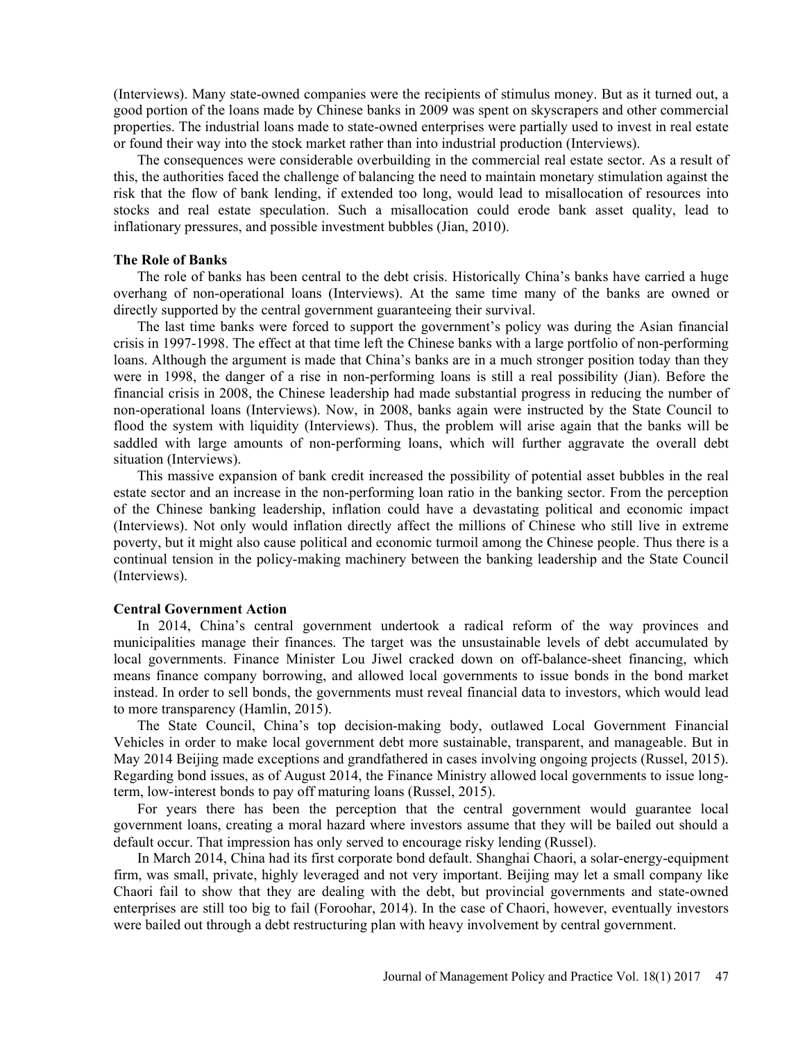(Interviews). Many state-owned companies were the recipients of stimulus money. But as it turned out, a good portion of the loans made by Chinese banks in 2009 was spent on skyscrapers and other commercial properties. The industrial loans made to state-owned enterprises were partially used to invest in real estate or found their way into the stock market rather than into industrial production (Interviews).

The consequences were considerable overbuilding in the commercial real estate sector. As a result of this, the authorities faced the challenge of balancing the need to maintain monetary stimulation against the risk that the flow of bank lending, if extended too long, would lead to misallocation of resources into stocks and real estate speculation. Such a misallocation could erode bank asset quality, lead to inflationary pressures, and possible investment bubbles (Jian, 2010).

**The Role of Banks**

The role of banks has been central to the debt crisis. Historically China's banks have carried a huge overhang of non-operational loans (Interviews). At the same time many of the banks are owned or directly supported by the central government guaranteeing their survival.

The last time banks were forced to support the government's policy was during the Asian financial crisis in 1997-1998. The effect at that time left the Chinese banks with a large portfolio of non-performing loans. Although the argument is made that China's banks are in a much stronger position today than they were in 1998, the danger of a rise in non-performing loans is still a real possibility (Jian). Before the financial crisis in 2008, the Chinese leadership had made substantial progress in reducing the number of non-operational loans (Interviews). Now, in 2008, banks again were instructed by the State Council to flood the system with liquidity (Interviews). Thus, the problem will arise again that the banks will be saddled with large amounts of non-performing loans, which will further aggravate the overall debt situation (Interviews).

This massive expansion of bank credit increased the possibility of potential asset bubbles in the real estate sector and an increase in the non-performing loan ratio in the banking sector. From the perception of the Chinese banking leadership, inflation could have a devastating political and economic impact (Interviews). Not only would inflation directly affect the millions of Chinese who still live in extreme poverty, but it might also cause political and economic turmoil among the Chinese people. Thus there is a continual tension in the policy-making machinery between the banking leadership and the State Council (Interviews).

**Central Government Action**

In 2014, China's central government undertook a radical reform of the way provinces and municipalities manage their finances. The target was the unsustainable levels of debt accumulated by local governments. Finance Minister Lou Jiwel cracked down on off-balance-sheet financing, which means finance company borrowing, and allowed local governments to issue bonds in the bond market instead. In order to sell bonds, the governments must reveal financial data to investors, which would lead to more transparency (Hamlin, 2015).

The State Council, China's top decision-making body, outlawed Local Government Financial Vehicles in order to make local government debt more sustainable, transparent, and manageable. But in May 2014 Beijing made exceptions and grandfathered in cases involving ongoing projects (Russel, 2015). Regarding bond issues, as of August 2014, the Finance Ministry allowed local governments to issue long-term, low-interest bonds to pay off maturing loans (Russel, 2015).

For years there has been the perception that the central government would guarantee local government loans, creating a moral hazard where investors assume that they will be bailed out should a default occur. That impression has only served to encourage risky lending (Russel).

In March 2014, China had its first corporate bond default. Shanghai Chaori, a solar-energy-equipment firm, was small, private, highly leveraged and not very important. Beijing may let a small company like Chaori fail to show that they are dealing with the debt, but provincial governments and state-owned enterprises are still too big to fail (Foroohar, 2014). In the case of Chaori, however, eventually investors were bailed out through a debt restructuring plan with heavy involvement by central government.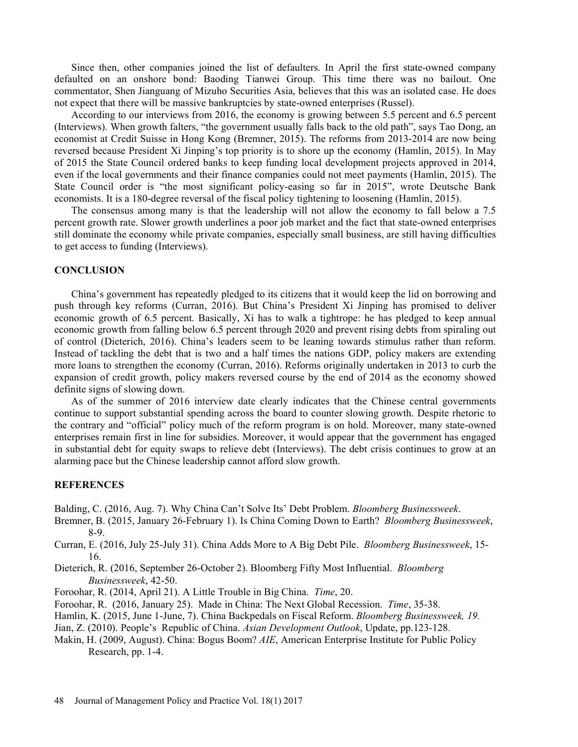Since then, other companies joined the list of defaulters. In April the first state-owned company defaulted on an onshore bond: Baoding Tianwei Group. This time there was no bailout. One commentator, Shen Jianguang of Mizuho Securities Asia, believes that this was an isolated case. He does not expect that there will be massive bankruptcies by state-owned enterprises (Russel).

According to our interviews from 2016, the economy is growing between 5.5 percent and 6.5 percent (Interviews). When growth falters, "the government usually falls back to the old path", says Tao Dong, an economist at Credit Suisse in Hong Kong (Bremner, 2015). The reforms from 2013-2014 are now being reversed because President Xi Jinping's top priority is to shore up the economy (Hamlin, 2015). In May of 2015 the State Council ordered banks to keep funding local development projects approved in 2014, even if the local governments and their finance companies could not meet payments (Hamlin, 2015). The State Council order is "the most significant policy-easing so far in 2015", wrote Deutsche Bank economists. It is a 180-degree reversal of the fiscal policy tightening to loosening (Hamlin, 2015).

The consensus among many is that the leadership will not allow the economy to fall below a 7.5 percent growth rate. Slower growth underlines a poor job market and the fact that state-owned enterprises still dominate the economy while private companies, especially small business, are still having difficulties to get access to funding (Interviews).

## CONCLUSION

China's government has repeatedly pledged to its citizens that it would keep the lid on borrowing and push through key reforms (Curran, 2016). But China's President Xi Jinping has promised to deliver economic growth of 6.5 percent. Basically, Xi has to walk a tightrope: he has pledged to keep annual economic growth from falling below 6.5 percent through 2020 and prevent rising debts from spiraling out of control (Dieterich, 2016). China's leaders seem to be leaning towards stimulus rather than reform. Instead of tackling the debt that is two and a half times the nations GDP, policy makers are extending more loans to strengthen the economy (Curran, 2016). Reforms originally undertaken in 2013 to curb the expansion of credit growth, policy makers reversed course by the end of 2014 as the economy showed definite signs of slowing down.

As of the summer of 2016 interview date clearly indicates that the Chinese central governments continue to support substantial spending across the board to counter slowing growth. Despite rhetoric to the contrary and "official" policy much of the reform program is on hold. Moreover, many state-owned enterprises remain first in line for subsidies. Moreover, it would appear that the government has engaged in substantial debt for equity swaps to relieve debt (Interviews). The debt crisis continues to grow at an alarming pace but the Chinese leadership cannot afford slow growth.

## REFERENCES

Balding, C. (2016, Aug. 7). Why China Can't Solve Its' Debt Problem. *Bloomberg Businessweek*.

Bremner, B. (2015, January 26-February 1). Is China Coming Down to Earth? *Bloomberg Businessweek*, 8-9.

Curran, E. (2016, July 25-July 31). China Adds More to A Big Debt Pile. *Bloomberg Businessweek*, 15-16.

Dieterich, R. (2016, September 26-October 2). Bloomberg Fifty Most Influential. *Bloomberg Businessweek*, 42-50.

Foroohar, R. (2014, April 21). A Little Trouble in Big China. *Time*, 20.

Foroohar, R. (2016, January 25). Made in China: The Next Global Recession. *Time*, 35-38.

Hamlin, K. (2015, June 1-June, 7). China Backpedals on Fiscal Reform. *Bloomberg Businessweek, 19.*

Jian, Z. (2010). People's Republic of China. *Asian Development Outlook*, Update, pp.123-128.

Makin, H. (2009, August). China: Bogus Boom? *AIE*, American Enterprise Institute for Public Policy Research, pp. 1-4.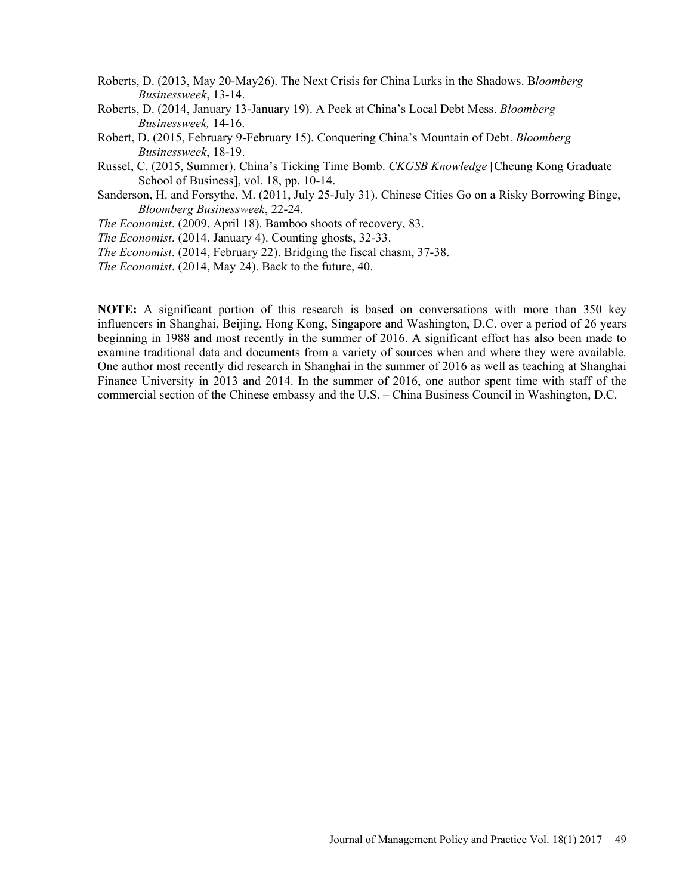Roberts, D. (2013, May 20-May26). The Next Crisis for China Lurks in the Shadows. B*loomberg Businessweek*, 13-14.

Roberts, D. (2014, January 13-January 19). A Peek at China's Local Debt Mess. *Bloomberg Businessweek,* 14-16.

Robert, D. (2015, February 9-February 15). Conquering China's Mountain of Debt. *Bloomberg Businessweek*, 18-19.

Russel, C. (2015, Summer). China's Ticking Time Bomb. *CKGSB Knowledge* [Cheung Kong Graduate School of Business], vol. 18, pp. 10-14.

Sanderson, H. and Forsythe, M. (2011, July 25-July 31). Chinese Cities Go on a Risky Borrowing Binge, *Bloomberg Businessweek*, 22-24.

*The Economist*. (2009, April 18). Bamboo shoots of recovery, 83.

*The Economist*. (2014, January 4). Counting ghosts, 32-33.

*The Economist*. (2014, February 22). Bridging the fiscal chasm, 37-38.

*The Economist*. (2014, May 24). Back to the future, 40.

**NOTE:** A significant portion of this research is based on conversations with more than 350 key influencers in Shanghai, Beijing, Hong Kong, Singapore and Washington, D.C. over a period of 26 years beginning in 1988 and most recently in the summer of 2016. A significant effort has also been made to examine traditional data and documents from a variety of sources when and where they were available. One author most recently did research in Shanghai in the summer of 2016 as well as teaching at Shanghai Finance University in 2013 and 2014. In the summer of 2016, one author spent time with staff of the commercial section of the Chinese embassy and the U.S. – China Business Council in Washington, D.C.